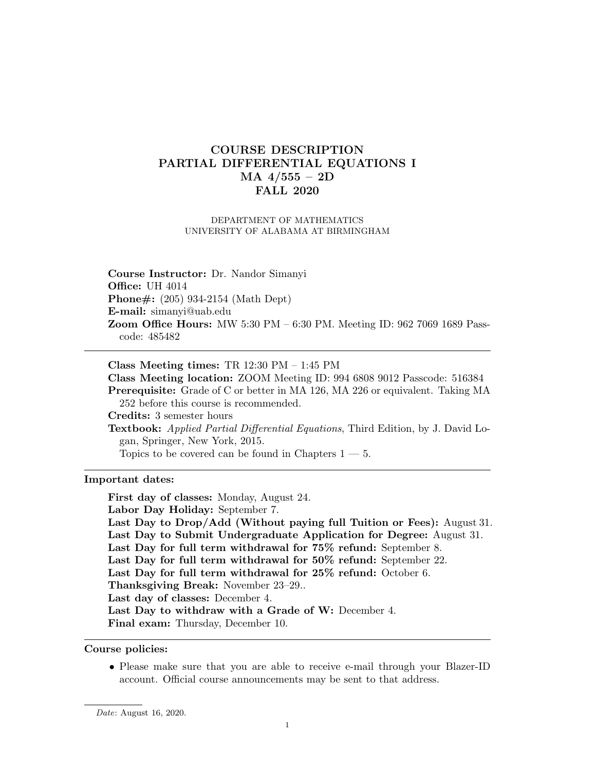# COURSE DESCRIPTION
# PARTIAL DIFFERENTIAL EQUATIONS I
# MA 4/555 – 2D
# FALL 2020

DEPARTMENT OF MATHEMATICS
UNIVERSITY OF ALABAMA AT BIRMINGHAM

**Course Instructor:** Dr. Nandor Simanyi
**Office:** UH 4014
**Phone#:** (205) 934-2154 (Math Dept)
**E-mail:** simanyi@uab.edu
**Zoom Office Hours:** MW 5:30 PM – 6:30 PM. Meeting ID: 962 7069 1689 Passcode: 485482

---

**Class Meeting times:** TR 12:30 PM – 1:45 PM
**Class Meeting location:** ZOOM Meeting ID: 994 6808 9012 Passcode: 516384
**Prerequisite:** Grade of C or better in MA 126, MA 226 or equivalent. Taking MA 252 before this course is recommended.
**Credits:** 3 semester hours
**Textbook:** *Applied Partial Differential Equations*, Third Edition, by J. David Logan, Springer, New York, 2015.
Topics to be covered can be found in Chapters 1 — 5.

---

**Important dates:**

**First day of classes:** Monday, August 24.
**Labor Day Holiday:** September 7.
**Last Day to Drop/Add (Without paying full Tuition or Fees):** August 31.
**Last Day to Submit Undergraduate Application for Degree:** August 31.
**Last Day for full term withdrawal for 75% refund:** September 8.
**Last Day for full term withdrawal for 50% refund:** September 22.
**Last Day for full term withdrawal for 25% refund:** October 6.
**Thanksgiving Break:** November 23–29..
**Last day of classes:** December 4.
**Last Day to withdraw with a Grade of W:** December 4.
**Final exam:** Thursday, December 10.

---

**Course policies:**

- Please make sure that you are able to receive e-mail through your Blazer-ID account. Official course announcements may be sent to that address.

---

*Date*: August 16, 2020.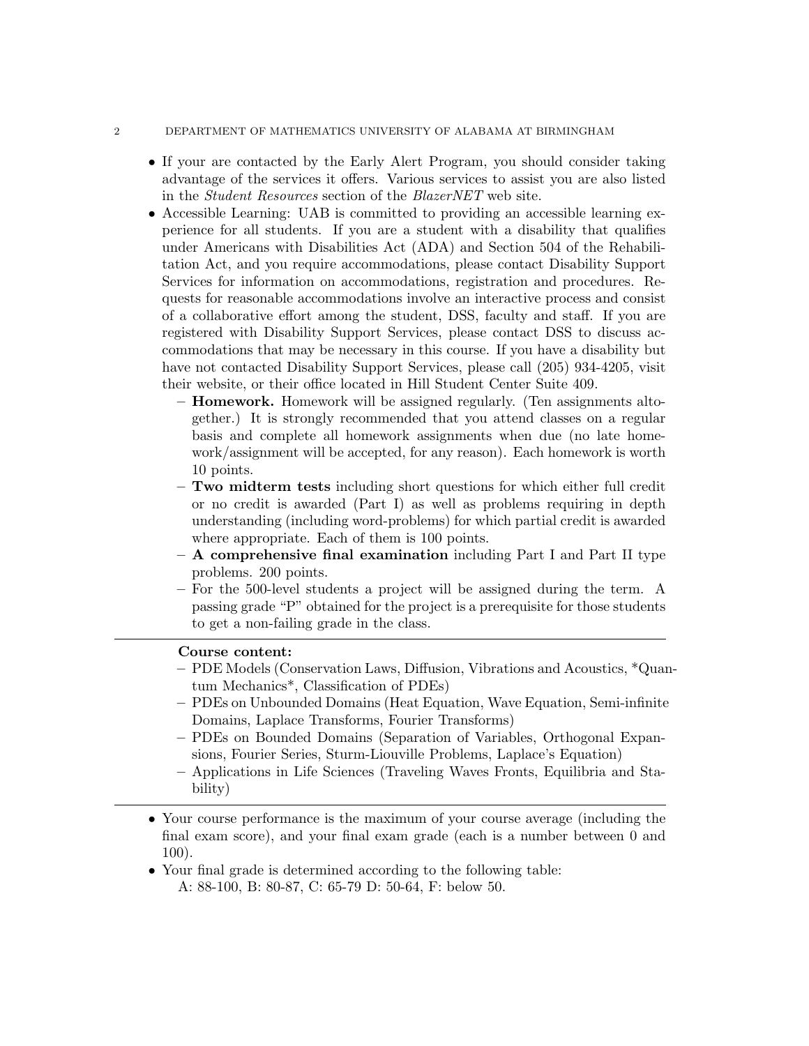- If your are contacted by the Early Alert Program, you should consider taking advantage of the services it offers. Various services to assist you are also listed in the *Student Resources* section of the *BlazerNET* web site.
- Accessible Learning: UAB is committed to providing an accessible learning experience for all students. If you are a student with a disability that qualifies under Americans with Disabilities Act (ADA) and Section 504 of the Rehabilitation Act, and you require accommodations, please contact Disability Support Services for information on accommodations, registration and procedures. Requests for reasonable accommodations involve an interactive process and consist of a collaborative effort among the student, DSS, faculty and staff. If you are registered with Disability Support Services, please contact DSS to discuss accommodations that may be necessary in this course. If you have a disability but have not contacted Disability Support Services, please call (205) 934-4205, visit their website, or their office located in Hill Student Center Suite 409.
  - **Homework.** Homework will be assigned regularly. (Ten assignments altogether.) It is strongly recommended that you attend classes on a regular basis and complete all homework assignments when due (no late homework/assignment will be accepted, for any reason). Each homework is worth 10 points.
  - **Two midterm tests** including short questions for which either full credit or no credit is awarded (Part I) as well as problems requiring in depth understanding (including word-problems) for which partial credit is awarded where appropriate. Each of them is 100 points.
  - **A comprehensive final examination** including Part I and Part II type problems. 200 points.
  - For the 500-level students a project will be assigned during the term. A passing grade "P" obtained for the project is a prerequisite for those students to get a non-failing grade in the class.

---

**Course content:**

- PDE Models (Conservation Laws, Diffusion, Vibrations and Acoustics, *Quantum Mechanics*, Classification of PDEs)
- PDEs on Unbounded Domains (Heat Equation, Wave Equation, Semi-infinite Domains, Laplace Transforms, Fourier Transforms)
- PDEs on Bounded Domains (Separation of Variables, Orthogonal Expansions, Fourier Series, Sturm-Liouville Problems, Laplace's Equation)
- Applications in Life Sciences (Traveling Waves Fronts, Equilibria and Stability)

---

- Your course performance is the maximum of your course average (including the final exam score), and your final exam grade (each is a number between 0 and 100).
- Your final grade is determined according to the following table:
  A: 88-100, B: 80-87, C: 65-79 D: 50-64, F: below 50.